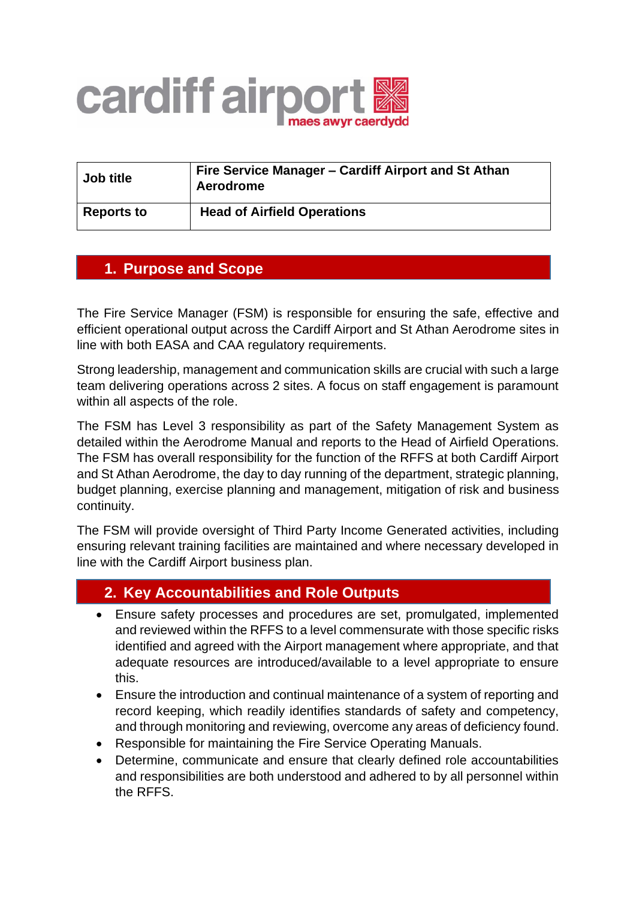| Job title | Fire Service Manager – Cardiff Airport and St Athan Aerodrome |
| --- | --- |
| Reports to | Head of Airfield Operations |

## 1. Purpose and Scope

The Fire Service Manager (FSM) is responsible for ensuring the safe, effective and efficient operational output across the Cardiff Airport and St Athan Aerodrome sites in line with both EASA and CAA regulatory requirements.

Strong leadership, management and communication skills are crucial with such a large team delivering operations across 2 sites. A focus on staff engagement is paramount within all aspects of the role.

The FSM has Level 3 responsibility as part of the Safety Management System as detailed within the Aerodrome Manual and reports to the Head of Airfield Operations. The FSM has overall responsibility for the function of the RFFS at both Cardiff Airport and St Athan Aerodrome, the day to day running of the department, strategic planning, budget planning, exercise planning and management, mitigation of risk and business continuity.

The FSM will provide oversight of Third Party Income Generated activities, including ensuring relevant training facilities are maintained and where necessary developed in line with the Cardiff Airport business plan.

## 2. Key Accountabilities and Role Outputs

- Ensure safety processes and procedures are set, promulgated, implemented and reviewed within the RFFS to a level commensurate with those specific risks identified and agreed with the Airport management where appropriate, and that adequate resources are introduced/available to a level appropriate to ensure this.
- Ensure the introduction and continual maintenance of a system of reporting and record keeping, which readily identifies standards of safety and competency, and through monitoring and reviewing, overcome any areas of deficiency found.
- Responsible for maintaining the Fire Service Operating Manuals.
- Determine, communicate and ensure that clearly defined role accountabilities and responsibilities are both understood and adhered to by all personnel within the RFFS.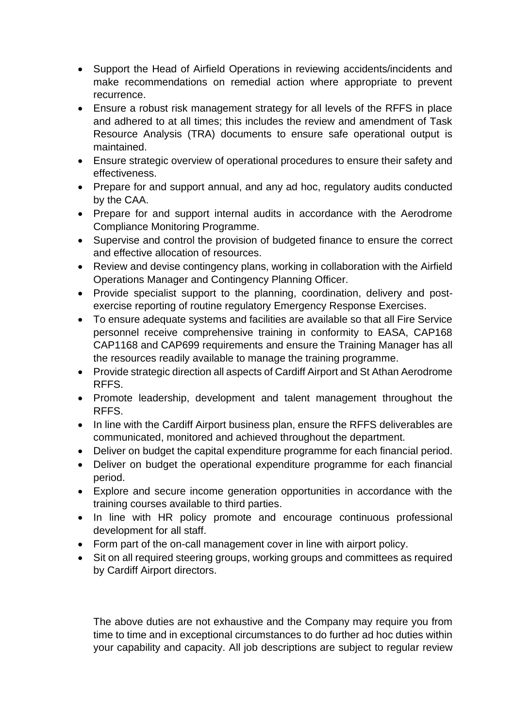- Support the Head of Airfield Operations in reviewing accidents/incidents and make recommendations on remedial action where appropriate to prevent recurrence.
- Ensure a robust risk management strategy for all levels of the RFFS in place and adhered to at all times; this includes the review and amendment of Task Resource Analysis (TRA) documents to ensure safe operational output is maintained.
- Ensure strategic overview of operational procedures to ensure their safety and effectiveness.
- Prepare for and support annual, and any ad hoc, regulatory audits conducted by the CAA.
- Prepare for and support internal audits in accordance with the Aerodrome Compliance Monitoring Programme.
- Supervise and control the provision of budgeted finance to ensure the correct and effective allocation of resources.
- Review and devise contingency plans, working in collaboration with the Airfield Operations Manager and Contingency Planning Officer.
- Provide specialist support to the planning, coordination, delivery and post-exercise reporting of routine regulatory Emergency Response Exercises.
- To ensure adequate systems and facilities are available so that all Fire Service personnel receive comprehensive training in conformity to EASA, CAP168 CAP1168 and CAP699 requirements and ensure the Training Manager has all the resources readily available to manage the training programme.
- Provide strategic direction all aspects of Cardiff Airport and St Athan Aerodrome RFFS.
- Promote leadership, development and talent management throughout the RFFS.
- In line with the Cardiff Airport business plan, ensure the RFFS deliverables are communicated, monitored and achieved throughout the department.
- Deliver on budget the capital expenditure programme for each financial period.
- Deliver on budget the operational expenditure programme for each financial period.
- Explore and secure income generation opportunities in accordance with the training courses available to third parties.
- In line with HR policy promote and encourage continuous professional development for all staff.
- Form part of the on-call management cover in line with airport policy.
- Sit on all required steering groups, working groups and committees as required by Cardiff Airport directors.

The above duties are not exhaustive and the Company may require you from time to time and in exceptional circumstances to do further ad hoc duties within your capability and capacity. All job descriptions are subject to regular review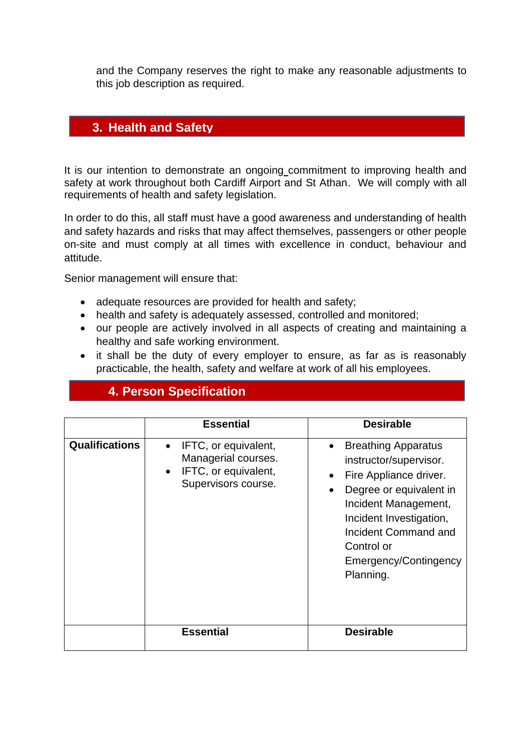and the Company reserves the right to make any reasonable adjustments to this job description as required.

## 3. Health and Safety

It is our intention to demonstrate an ongoing commitment to improving health and safety at work throughout both Cardiff Airport and St Athan. We will comply with all requirements of health and safety legislation.

In order to do this, all staff must have a good awareness and understanding of health and safety hazards and risks that may affect themselves, passengers or other people on-site and must comply at all times with excellence in conduct, behaviour and attitude.

Senior management will ensure that:

- adequate resources are provided for health and safety;
- health and safety is adequately assessed, controlled and monitored;
- our people are actively involved in all aspects of creating and maintaining a healthy and safe working environment.
- it shall be the duty of every employer to ensure, as far as is reasonably practicable, the health, safety and welfare at work of all his employees.

## 4. Person Specification

| | **Essential** | **Desirable** |
|---|---|---|
| **Qualifications** | • IFTC, or equivalent, Managerial courses.<br>• IFTC, or equivalent, Supervisors course. | • Breathing Apparatus instructor/supervisor.<br>• Fire Appliance driver.<br>• Degree or equivalent in Incident Management, Incident Investigation, Incident Command and Control or Emergency/Contingency Planning. |
| | **Essential** | **Desirable** |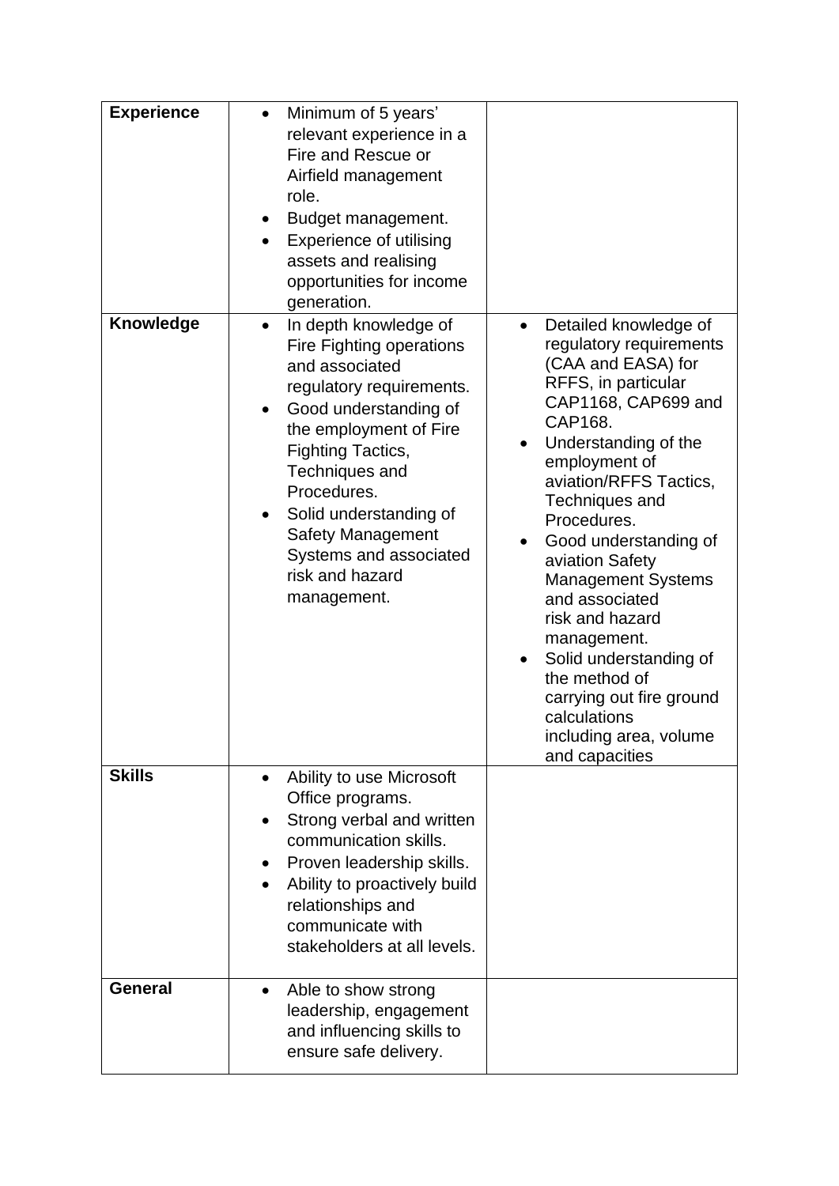| | | |
|---|---|---|
| **Experience** | • Minimum of 5 years' relevant experience in a Fire and Rescue or Airfield management role.<br>• Budget management.<br>• Experience of utilising assets and realising opportunities for income generation. | |
| **Knowledge** | • In depth knowledge of Fire Fighting operations and associated regulatory requirements.<br>• Good understanding of the employment of Fire Fighting Tactics, Techniques and Procedures.<br>• Solid understanding of Safety Management Systems and associated risk and hazard management. | • Detailed knowledge of regulatory requirements (CAA and EASA) for RFFS, in particular CAP1168, CAP699 and CAP168.<br>• Understanding of the employment of aviation/RFFS Tactics, Techniques and Procedures.<br>• Good understanding of aviation Safety Management Systems and associated risk and hazard management.<br>• Solid understanding of the method of carrying out fire ground calculations including area, volume and capacities |
| **Skills** | • Ability to use Microsoft Office programs.<br>• Strong verbal and written communication skills.<br>• Proven leadership skills.<br>• Ability to proactively build relationships and communicate with stakeholders at all levels. | |
| **General** | • Able to show strong leadership, engagement and influencing skills to ensure safe delivery. | |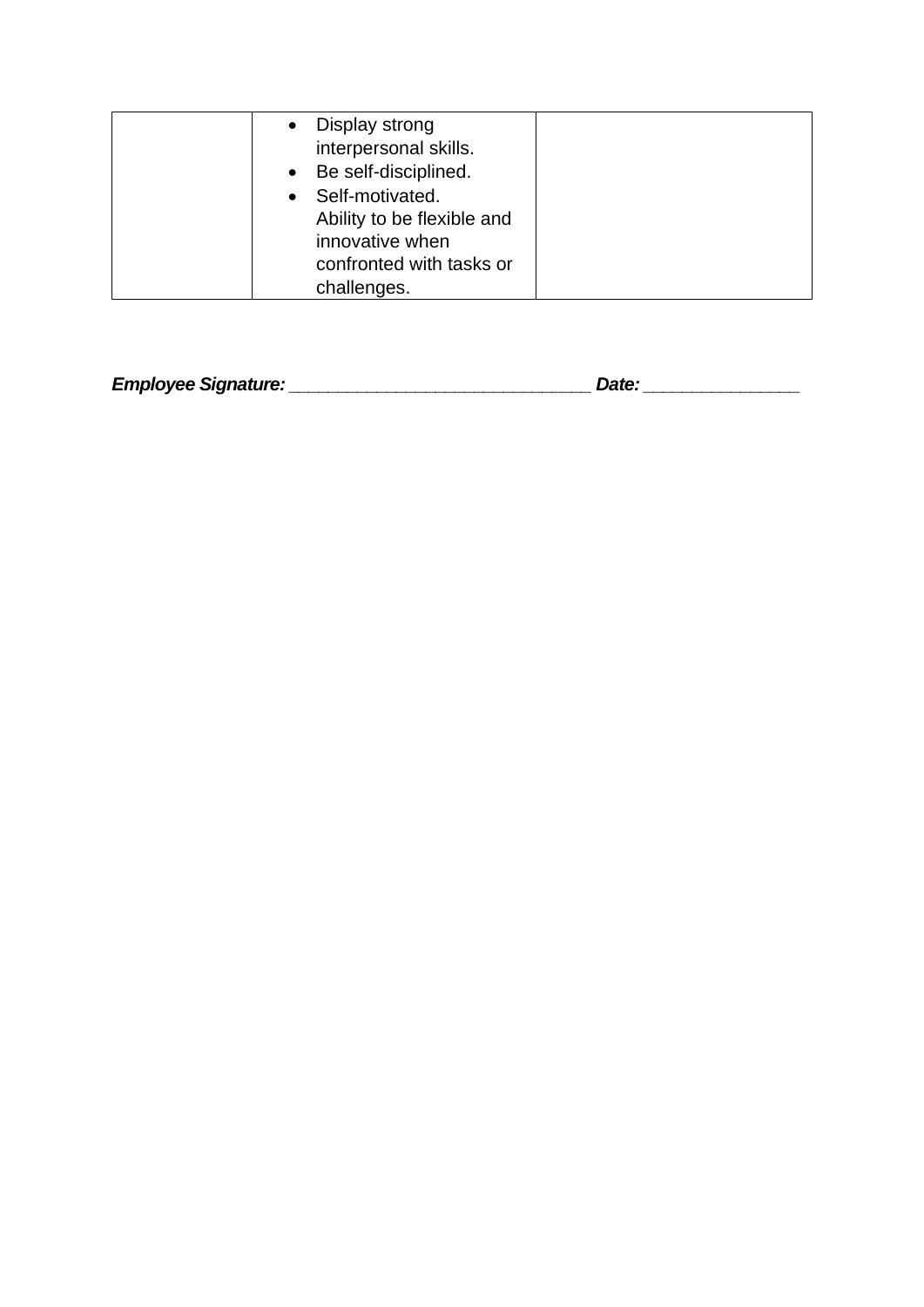| | | |
|---|---|---|
| | • Display strong interpersonal skills.<br>• Be self-disciplined.<br>• Self-motivated.<br>Ability to be flexible and innovative when confronted with tasks or challenges. | |

***Employee Signature:* ______________________________ *Date:* _______________**